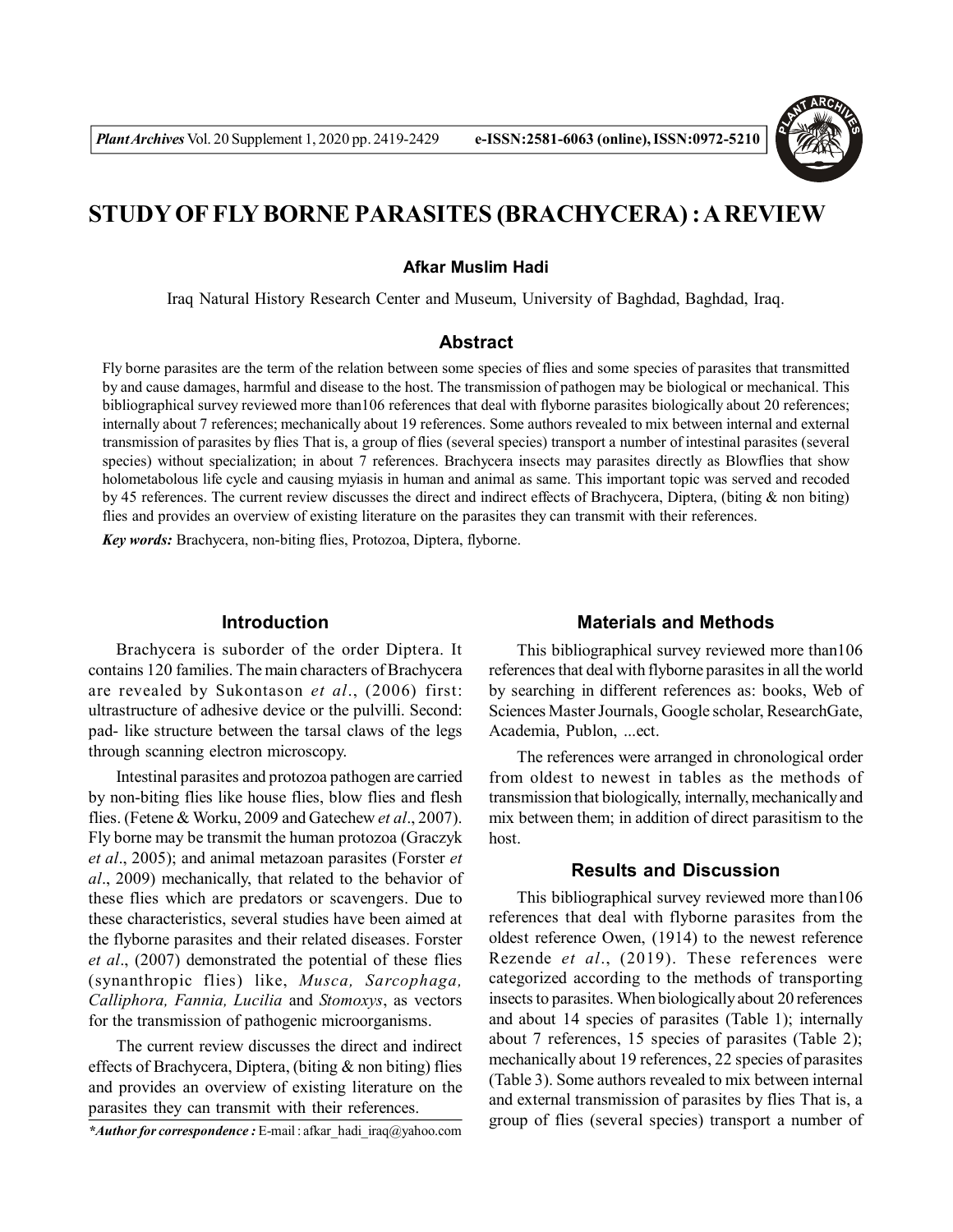# STUDY OF FLY BORNE PARASITES (BRACHYCERA) : A REVIEW

**Afkar Muslim Hadi**

Iraq Natural History Research Center and Museum, University of Baghdad, Baghdad, Iraq.

## Abstract

Fly borne parasites are the term of the relation between some species of flies and some species of parasites that transmitted by and cause damages, harmful and disease to the host. The transmission of pathogen may be biological or mechanical. This bibliographical survey reviewed more than106 references that deal with flyborne parasites biologically about 20 references; internally about 7 references; mechanically about 19 references. Some authors revealed to mix between internal and external transmission of parasites by flies That is, a group of flies (several species) transport a number of intestinal parasites (several species) without specialization; in about 7 references. Brachycera insects may parasites directly as Blowflies that show holometabolous life cycle and causing myiasis in human and animal as same. This important topic was served and recoded by 45 references. The current review discusses the direct and indirect effects of Brachycera, Diptera, (biting & non biting) flies and provides an overview of existing literature on the parasites they can transmit with their references.

***Key words:*** Brachycera, non-biting flies, Protozoa, Diptera, flyborne.

## Introduction

Brachycera is suborder of the order Diptera. It contains 120 families. The main characters of Brachycera are revealed by Sukontason *et al*., (2006) first: ultrastructure of adhesive device or the pulvilli. Second: pad- like structure between the tarsal claws of the legs through scanning electron microscopy.

Intestinal parasites and protozoa pathogen are carried by non-biting flies like house flies, blow flies and flesh flies. (Fetene & Worku, 2009 and Gatechew *et al*., 2007). Fly borne may be transmit the human protozoa (Graczyk *et al*., 2005); and animal metazoan parasites (Forster *et al*., 2009) mechanically, that related to the behavior of these flies which are predators or scavengers. Due to these characteristics, several studies have been aimed at the flyborne parasites and their related diseases. Forster *et al*., (2007) demonstrated the potential of these flies (synanthropic flies) like, *Musca, Sarcophaga, Calliphora, Fannia, Lucilia* and *Stomoxys*, as vectors for the transmission of pathogenic microorganisms.

The current review discusses the direct and indirect effects of Brachycera, Diptera, (biting & non biting) flies and provides an overview of existing literature on the parasites they can transmit with their references.

***\*Author for correspondence :*** E-mail : afkar_hadi_iraq@yahoo.com

## Materials and Methods

This bibliographical survey reviewed more than106 references that deal with flyborne parasites in all the world by searching in different references as: books, Web of Sciences Master Journals, Google scholar, ResearchGate, Academia, Publon, ...ect.

The references were arranged in chronological order from oldest to newest in tables as the methods of transmission that biologically, internally, mechanically and mix between them; in addition of direct parasitism to the host.

## Results and Discussion

This bibliographical survey reviewed more than106 references that deal with flyborne parasites from the oldest reference Owen, (1914) to the newest reference Rezende *et al*., (2019). These references were categorized according to the methods of transporting insects to parasites. When biologically about 20 references and about 14 species of parasites (Table 1); internally about 7 references, 15 species of parasites (Table 2); mechanically about 19 references, 22 species of parasites (Table 3). Some authors revealed to mix between internal and external transmission of parasites by flies That is, a group of flies (several species) transport a number of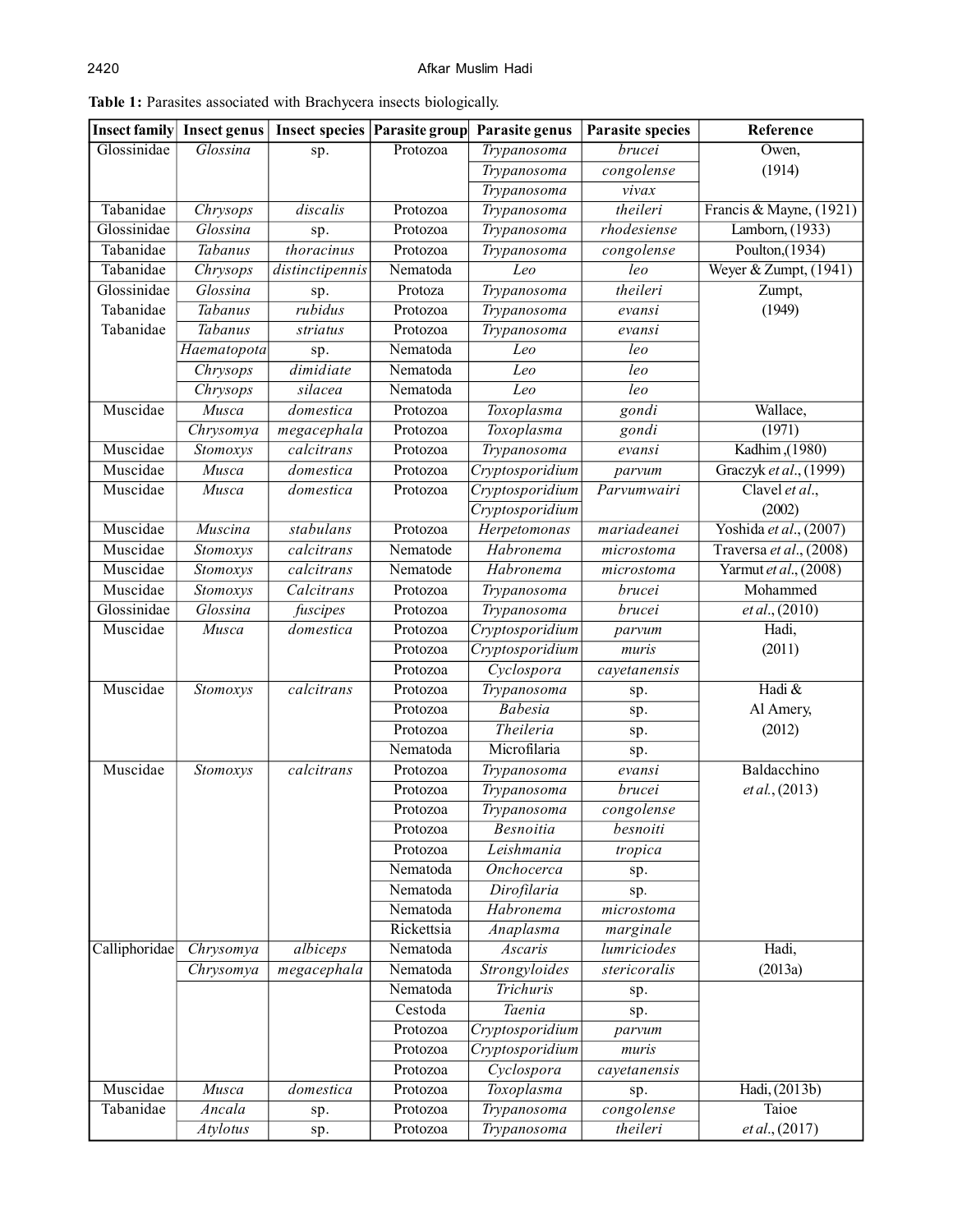**Table 1:** Parasites associated with Brachycera insects biologically.

| Insect family | Insect genus | Insect species | Parasite group | Parasite genus | Parasite species | Reference |
|---|---|---|---|---|---|---|
| Glossinidae | *Glossina* | sp. | Protozoa | *Trypanosoma* | *brucei* | Owen, (1914) |
| | | | | *Trypanosoma* | *congolense* | |
| | | | | *Trypanosoma* | *vivax* | |
| Tabanidae | *Chrysops* | *discalis* | Protozoa | *Trypanosoma* | *theileri* | Francis & Mayne, (1921) |
| Glossinidae | *Glossina* | sp. | Protozoa | *Trypanosoma* | *rhodesiense* | Lamborn, (1933) |
| Tabanidae | *Tabanus* | *thoracinus* | Protozoa | *Trypanosoma* | *congolense* | Poulton,(1934) |
| Tabanidae | *Chrysops* | *distinctipennis* | Nematoda | *Leo* | *leo* | Weyer & Zumpt, (1941) |
| Glossinidae | *Glossina* | sp. | Protoza | *Trypanosoma* | *theileri* | Zumpt, (1949) |
| Tabanidae | *Tabanus* | *rubidus* | Protozoa | *Trypanosoma* | *evansi* | |
| Tabanidae | *Tabanus* | *striatus* | Protozoa | *Trypanosoma* | *evansi* | |
| | *Haematopota* | sp. | Nematoda | *Leo* | *leo* | |
| | *Chrysops* | *dimidiate* | Nematoda | *Leo* | *leo* | |
| | *Chrysops* | *silacea* | Nematoda | *Leo* | *leo* | |
| Muscidae | *Musca* | *domestica* | Protozoa | *Toxoplasma* | *gondi* | Wallace, (1971) |
| | *Chrysomya* | *megacephala* | Protozoa | *Toxoplasma* | *gondi* | |
| Muscidae | *Stomoxys* | *calcitrans* | Protozoa | *Trypanosoma* | *evansi* | Kadhim ,(1980) |
| Muscidae | *Musca* | *domestica* | Protozoa | *Cryptosporidium* | *parvum* | Graczyk *et al*., (1999) |
| Muscidae | *Musca* | *domestica* | Protozoa | *Cryptosporidium* | *Parvumwairi* | Clavel *et al*., (2002) |
| | | | | *Cryptosporidium* | | |
| Muscidae | *Muscina* | *stabulans* | Protozoa | *Herpetomonas* | *mariadeanei* | Yoshida *et al*., (2007) |
| Muscidae | *Stomoxys* | *calcitrans* | Nematode | *Habronema* | *microstoma* | Traversa *et al*., (2008) |
| Muscidae | *Stomoxys* | *calcitrans* | Nematode | *Habronema* | *microstoma* | Yarmut *et al*., (2008) |
| Muscidae | *Stomoxys* | *Calcitrans* | Protozoa | *Trypanosoma* | *brucei* | Mohammed *et al*., (2010) |
| Glossinidae | *Glossina* | *fuscipes* | Protozoa | *Trypanosoma* | *brucei* | |
| Muscidae | *Musca* | *domestica* | Protozoa | *Cryptosporidium* | *parvum* | Hadi, (2011) |
| | | | Protozoa | *Cryptosporidium* | *muris* | |
| | | | Protozoa | *Cyclospora* | *cayetanensis* | |
| Muscidae | *Stomoxys* | *calcitrans* | Protozoa | *Trypanosoma* | sp. | Hadi & Al Amery, (2012) |
| | | | Protozoa | *Babesia* | sp. | |
| | | | Protozoa | *Theileria* | sp. | |
| | | | Nematoda | Microfilaria | sp. | |
| Muscidae | *Stomoxys* | *calcitrans* | Protozoa | *Trypanosoma* | *evansi* | Baldacchino *et al*., (2013) |
| | | | Protozoa | *Trypanosoma* | *brucei* | |
| | | | Protozoa | *Trypanosoma* | *congolense* | |
| | | | Protozoa | *Besnoitia* | *besnoiti* | |
| | | | Protozoa | *Leishmania* | *tropica* | |
| | | | Nematoda | *Onchocerca* | sp. | |
| | | | Nematoda | *Dirofilaria* | sp. | |
| | | | Nematoda | *Habronema* | *microstoma* | |
| | | | Rickettsia | *Anaplasma* | *marginale* | |
| Calliphoridae | *Chrysomya* | *albiceps* | Nematoda | *Ascaris* | *lumriciodes* | Hadi, (2013a) |
| | *Chrysomya* | *megacephala* | Nematoda | *Strongyloides* | *stericoralis* | |
| | | | Nematoda | *Trichuris* | sp. | |
| | | | Cestoda | *Taenia* | sp. | |
| | | | Protozoa | *Cryptosporidium* | *parvum* | |
| | | | Protozoa | *Cryptosporidium* | *muris* | |
| | | | Protozoa | *Cyclospora* | *cayetanensis* | |
| Muscidae | *Musca* | *domestica* | Protozoa | *Toxoplasma* | sp. | Hadi, (2013b) |
| Tabanidae | *Ancala* | sp. | Protozoa | *Trypanosoma* | *congolense* | Taioe *et al*., (2017) |
| | *Atylotus* | sp. | Protozoa | *Trypanosoma* | *theileri* | |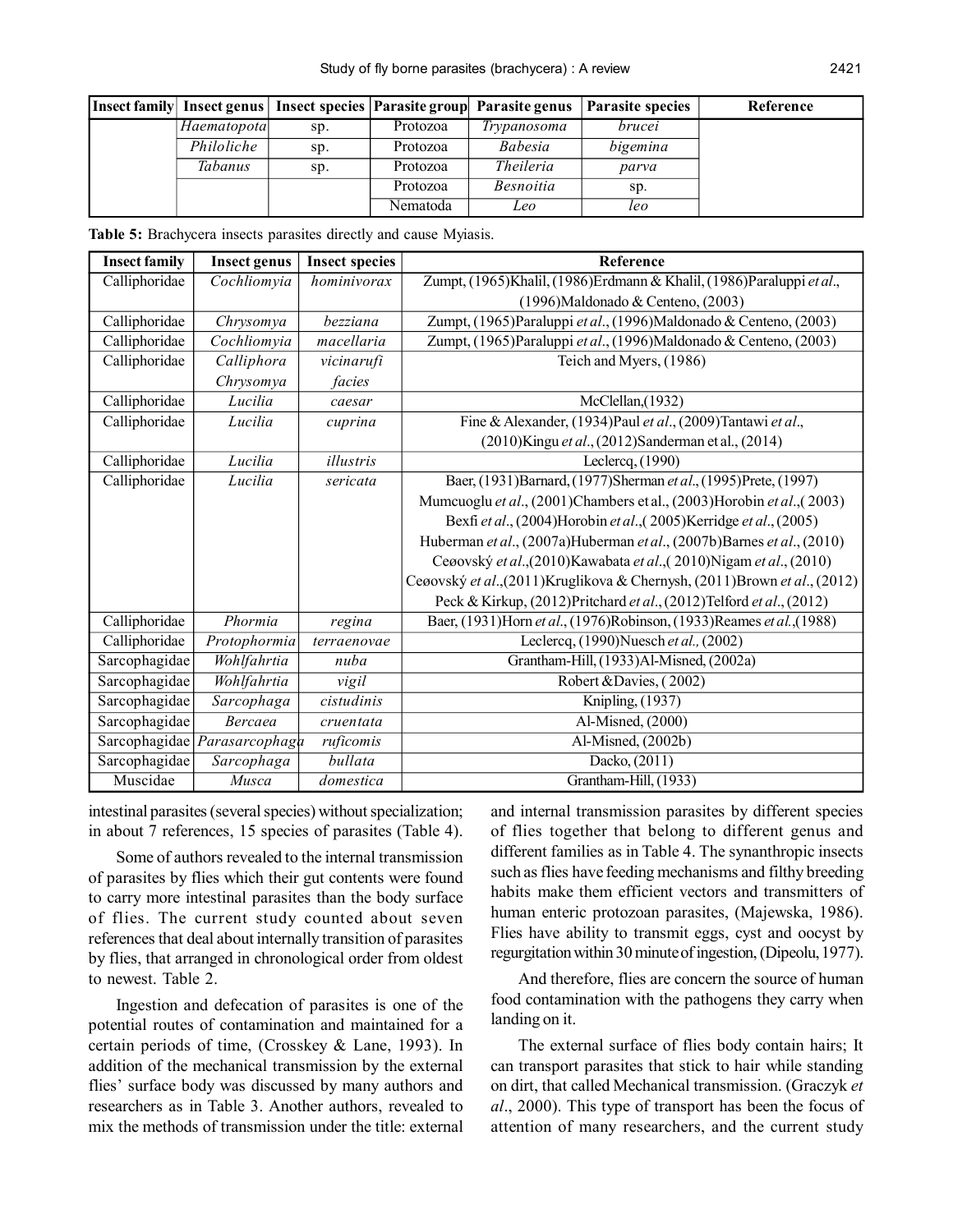| Insect family | Insect genus | Insect species | Parasite group | Parasite genus | Parasite species | Reference |
|---|---|---|---|---|---|---|
| | *Haematopota* | sp. | Protozoa | *Trypanosoma* | *brucei* | |
| | *Philoliche* | sp. | Protozoa | *Babesia* | *bigemina* | |
| | *Tabanus* | sp. | Protozoa | *Theileria* | *parva* | |
| | | | Protozoa | *Besnoitia* | sp. | |
| | | | Nematoda | *Leo* | *leo* | |

**Table 5:** Brachycera insects parasites directly and cause Myiasis.

| Insect family | Insect genus | Insect species | Reference |
|---|---|---|---|
| Calliphoridae | *Cochliomyia* | *hominivorax* | Zumpt, (1965)Khalil, (1986)Erdmann & Khalil, (1986)Paraluppi *et al*., (1996)Maldonado & Centeno, (2003) |
| Calliphoridae | *Chrysomya* | *bezziana* | Zumpt, (1965)Paraluppi *et al*., (1996)Maldonado & Centeno, (2003) |
| Calliphoridae | *Cochliomyia* | *macellaria* | Zumpt, (1965)Paraluppi *et al*., (1996)Maldonado & Centeno, (2003) |
| Calliphoridae | *Calliphora* *Chrysomya* | *vicinarufi* *facies* | Teich and Myers, (1986) |
| Calliphoridae | *Lucilia* | *caesar* | McClellan,(1932) |
| Calliphoridae | *Lucilia* | *cuprina* | Fine & Alexander, (1934)Paul *et al*., (2009)Tantawi *et al*., (2010)Kingu *et al*., (2012)Sanderman et al., (2014) |
| Calliphoridae | *Lucilia* | *illustris* | Leclercq, (1990) |
| Calliphoridae | *Lucilia* | *sericata* | Baer, (1931)Barnard, (1977)Sherman *et al*., (1995)Prete, (1997) Mumcuoglu *et al*., (2001)Chambers et al., (2003)Horobin *et al*.,( 2003) Bexfi *et al*., (2004)Horobin *et al*.,( 2005)Kerridge *et al*., (2005) Huberman *et al*., (2007a)Huberman *et al*., (2007b)Barnes *et al*., (2010) Ceøovský *et al*.,(2010)Kawabata *et al*.,( 2010)Nigam *et al*., (2010) Ceøovský *et al*.,(2011)Kruglikova & Chernysh, (2011)Brown *et al*., (2012) Peck & Kirkup, (2012)Pritchard *et al*., (2012)Telford *et al*., (2012) |
| Calliphoridae | *Phormia* | *regina* | Baer, (1931)Horn *et al*., (1976)Robinson, (1933)Reames *et al*.,(1988) |
| Calliphoridae | *Protophormia* | *terraenovae* | Leclercq, (1990)Nuesch *et al.,* (2002) |
| Sarcophagidae | *Wohlfahrtia* | *nuba* | Grantham-Hill, (1933)Al-Misned, (2002a) |
| Sarcophagidae | *Wohlfahrtia* | *vigil* | Robert &Davies, ( 2002) |
| Sarcophagidae | *Sarcophaga* | *cistudinis* | Knipling, (1937) |
| Sarcophagidae | *Bercaea* | *cruentata* | Al-Misned, (2000) |
| Sarcophagidae | *Parasarcophaga* | *ruficomis* | Al-Misned, (2002b) |
| Sarcophagidae | *Sarcophaga* | *bullata* | Dacko, (2011) |
| Muscidae | *Musca* | *domestica* | Grantham-Hill, (1933) |

intestinal parasites (several species) without specialization; in about 7 references, 15 species of parasites (Table 4).

Some of authors revealed to the internal transmission of parasites by flies which their gut contents were found to carry more intestinal parasites than the body surface of flies. The current study counted about seven references that deal about internally transition of parasites by flies, that arranged in chronological order from oldest to newest. Table 2.

Ingestion and defecation of parasites is one of the potential routes of contamination and maintained for a certain periods of time, (Crosskey & Lane, 1993). In addition of the mechanical transmission by the external flies' surface body was discussed by many authors and researchers as in Table 3. Another authors, revealed to mix the methods of transmission under the title: external and internal transmission parasites by different species of flies together that belong to different genus and different families as in Table 4. The synanthropic insects such as flies have feeding mechanisms and filthy breeding habits make them efficient vectors and transmitters of human enteric protozoan parasites, (Majewska, 1986). Flies have ability to transmit eggs, cyst and oocyst by regurgitation within 30 minute of ingestion, (Dipeolu, 1977).

And therefore, flies are concern the source of human food contamination with the pathogens they carry when landing on it.

The external surface of flies body contain hairs; It can transport parasites that stick to hair while standing on dirt, that called Mechanical transmission. (Graczyk *et al*., 2000). This type of transport has been the focus of attention of many researchers, and the current study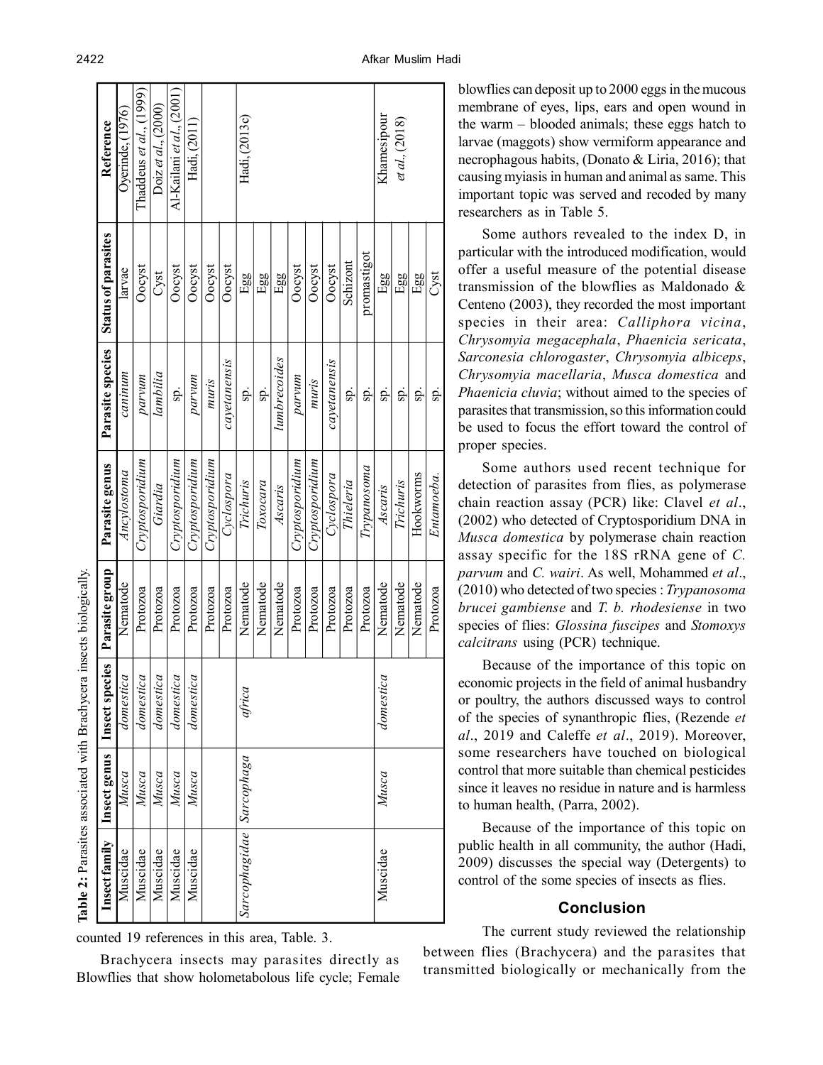**Table 2:** Parasites associated with Brachycera insects biologically.

| Insect family | Insect genus | Insect species | Parasite group | Parasite genus | Parasite species | Status of parasites | Reference |
|---|---|---|---|---|---|---|---|
| Muscidae | *Musca* | *domestica* | Nematode | *Ancylostoma* | *caninum* | larvae | Oyerinde, (1976) |
| Muscidae | *Musca* | *domestica* | Protozoa | *Cryptosporidium* | *parvum* | Oocyst | Thaddeus *et al*., (1999) |
| Muscidae | *Musca* | *domestica* | Protozoa | *Giardia* | *lambilia* | Cyst | Doiz *et al*., (2000) |
| Muscidae | *Musca* | *domestica* | Protozoa | *Cryptosporidium* | sp. | Oocyst | Al-Kailani *et al*., (2001) |
| Muscidae | *Musca* | *domestica* | Protozoa | *Cryptosporidium* | *parvum* | Oocyst | Hadi, (2011) |
| | | | Protozoa | *Cryptosporidium* | *muris* | Oocyst | |
| | | | Protozoa | *Cyclospora* | *cayetanensis* | Oocyst | |
| *Sarcophagidae* | *Sarcophaga* | *africa* | Nematode | *Trichuris* | sp. | Egg | Hadi, (2013c) |
| | | | Nematode | *Toxocara* | sp. | Egg | |
| | | | Nematode | *Ascaris* | *lumbrecoides* | Egg | |
| | | | Protozoa | *Cryptosporidium* | *parvum* | Oocyst | |
| | | | Protozoa | *Cryptosporidium* | *muris* | Oocyst | |
| | | | Protozoa | *Cyclospora* | *cayetanensis* | Oocyst | |
| | | | Protozoa | *Thieleria* | sp. | Schizont | |
| | | | Protozoa | *Trypanosoma* | sp. | promastigot | |
| Muscidae | *Musca* | *domestica* | Nematode | *Ascaris* | sp. | Egg | Khamesipour *et al*., (2018) |
| | | | Nematode | *Trichuris* | sp. | Egg | |
| | | | Nematode | Hookworms | sp. | Egg | |
| | | | Protozoa | *Entamoeba.* | sp. | Cyst | |

counted 19 references in this area, Table. 3.

Brachycera insects may parasites directly as Blowflies that show holometabolous life cycle; Female blowflies can deposit up to 2000 eggs in the mucous membrane of eyes, lips, ears and open wound in the warm – blooded animals; these eggs hatch to larvae (maggots) show vermiform appearance and necrophagous habits, (Donato & Liria, 2016); that causing myiasis in human and animal as same. This important topic was served and recoded by many researchers as in Table 5.

Some authors revealed to the index D, in particular with the introduced modification, would offer a useful measure of the potential disease transmission of the blowflies as Maldonado & Centeno (2003), they recorded the most important species in their area: *Calliphora vicina*, *Chrysomyia megacephala*, *Phaenicia sericata*, *Sarconesia chlorogaster*, *Chrysomyia albiceps*, *Chrysomyia macellaria*, *Musca domestica* and *Phaenicia cluvia*; without aimed to the species of parasites that transmission, so this information could be used to focus the effort toward the control of proper species.

Some authors used recent technique for detection of parasites from flies, as polymerase chain reaction assay (PCR) like: Clavel *et al*., (2002) who detected of Cryptosporidium DNA in *Musca domestica* by polymerase chain reaction assay specific for the 18S rRNA gene of *C. parvum* and *C. wairi*. As well, Mohammed *et al*., (2010) who detected of two species : *Trypanosoma brucei gambiense* and *T. b. rhodesiense* in two species of flies: *Glossina fuscipes* and *Stomoxys calcitrans* using (PCR) technique.

Because of the importance of this topic on economic projects in the field of animal husbandry or poultry, the authors discussed ways to control of the species of synanthropic flies, (Rezende *et al*., 2019 and Caleffe *et al*., 2019). Moreover, some researchers have touched on biological control that more suitable than chemical pesticides since it leaves no residue in nature and is harmless to human health, (Parra, 2002).

Because of the importance of this topic on public health in all community, the author (Hadi, 2009) discusses the special way (Detergents) to control of the some species of insects as flies.

## Conclusion

The current study reviewed the relationship between flies (Brachycera) and the parasites that transmitted biologically or mechanically from the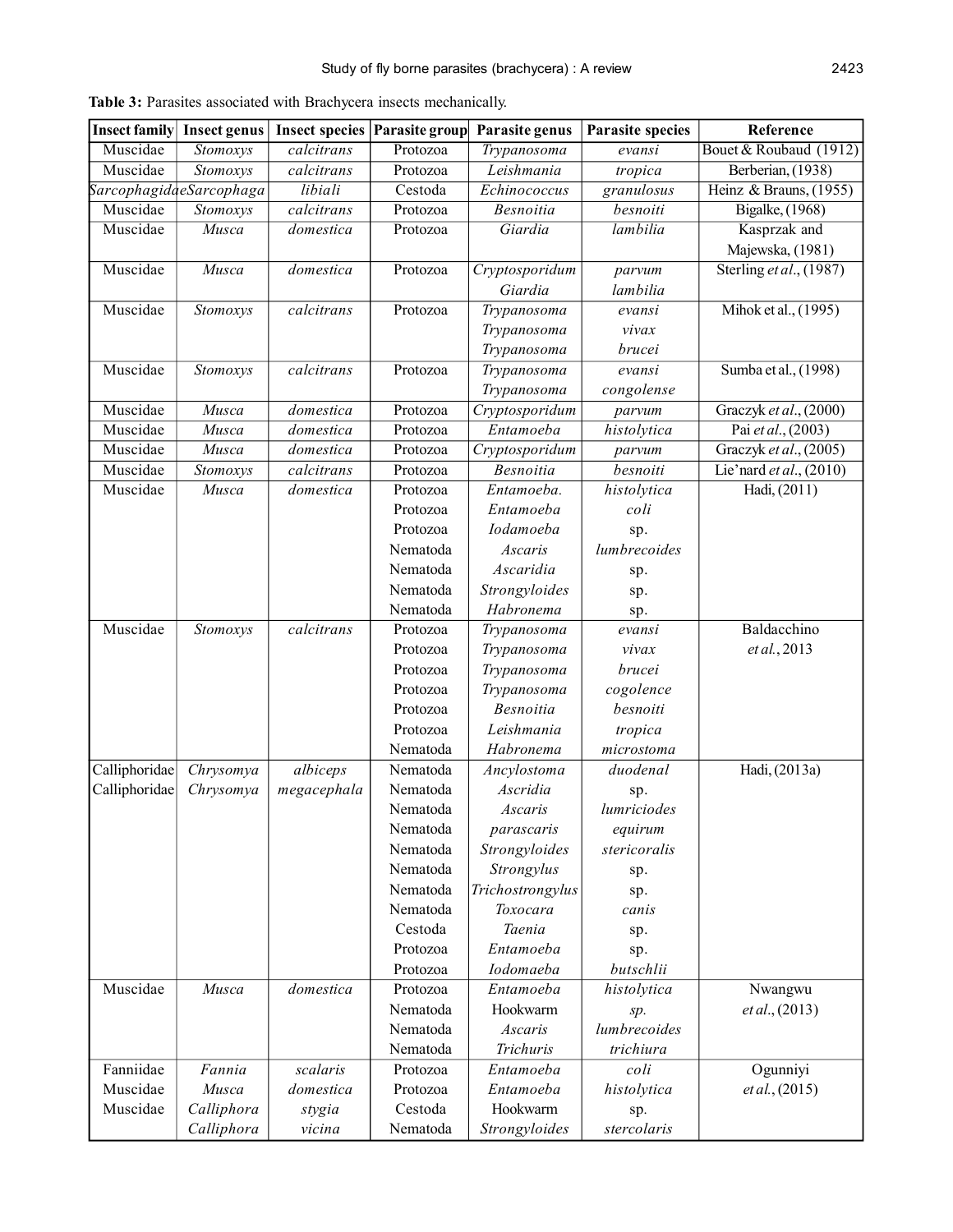**Table 3:** Parasites associated with Brachycera insects mechanically.

| Insect family | Insect genus | Insect species | Parasite group | Parasite genus | Parasite species | Reference |
|---|---|---|---|---|---|---|
| Muscidae | *Stomoxys* | *calcitrans* | Protozoa | *Trypanosoma* | *evansi* | Bouet & Roubaud (1912) |
| Muscidae | *Stomoxys* | *calcitrans* | Protozoa | *Leishmania* | *tropica* | Berberian, (1938) |
| Sarcophagidae | *Sarcophaga* | *libiali* | Cestoda | *Echinococcus* | *granulosus* | Heinz & Brauns, (1955) |
| Muscidae | *Stomoxys* | *calcitrans* | Protozoa | *Besnoitia* | *besnoiti* | Bigalke, (1968) |
| Muscidae | *Musca* | *domestica* | Protozoa | *Giardia* | *lambilia* | Kasprzak and Majewska, (1981) |
| Muscidae | *Musca* | *domestica* | Protozoa | *Cryptosporidium* | *parvum* | Sterling *et al*., (1987) |
| | | | | *Giardia* | *lambilia* | |
| Muscidae | *Stomoxys* | *calcitrans* | Protozoa | *Trypanosoma* | *evansi* | Mihok et al., (1995) |
| | | | | *Trypanosoma* | *vivax* | |
| | | | | *Trypanosoma* | *brucei* | |
| Muscidae | *Stomoxys* | *calcitrans* | Protozoa | *Trypanosoma* | *evansi* | Sumba et al., (1998) |
| | | | | *Trypanosoma* | *congolense* | |
| Muscidae | *Musca* | *domestica* | Protozoa | *Cryptosporidium* | *parvum* | Graczyk *et al*., (2000) |
| Muscidae | *Musca* | *domestica* | Protozoa | *Entamoeba* | *histolytica* | Pai *et al*., (2003) |
| Muscidae | *Musca* | *domestica* | Protozoa | *Cryptosporidium* | *parvum* | Graczyk *et al*., (2005) |
| Muscidae | *Stomoxys* | *calcitrans* | Protozoa | *Besnoitia* | *besnoiti* | Lie'nard *et al*., (2010) |
| Muscidae | *Musca* | *domestica* | Protozoa | *Entamoeba.* | *histolytica* | Hadi, (2011) |
| | | | Protozoa | *Entamoeba* | *coli* | |
| | | | Protozoa | *Iodamoeba* | sp. | |
| | | | Nematoda | *Ascaris* | *lumbrecoides* | |
| | | | Nematoda | *Ascaridia* | sp. | |
| | | | Nematoda | *Strongyloides* | sp. | |
| | | | Nematoda | *Habronema* | sp. | |
| Muscidae | *Stomoxys* | *calcitrans* | Protozoa | *Trypanosoma* | *evansi* | Baldacchino *et al*., 2013 |
| | | | Protozoa | *Trypanosoma* | *vivax* | |
| | | | Protozoa | *Trypanosoma* | *brucei* | |
| | | | Protozoa | *Trypanosoma* | *cogolence* | |
| | | | Protozoa | *Besnoitia* | *besnoiti* | |
| | | | Protozoa | *Leishmania* | *tropica* | |
| | | | Nematoda | *Habronema* | *microstoma* | |
| Calliphoridae | *Chrysomya* | *albiceps* | Nematoda | *Ancylostoma* | *duodenal* | Hadi, (2013a) |
| Calliphoridae | *Chrysomya* | *megacephala* | Nematoda | *Ascridia* | sp. | |
| | | | Nematoda | *Ascaris* | *lumriciodes* | |
| | | | Nematoda | *parascaris* | *equirum* | |
| | | | Nematoda | *Strongyloides* | *stericoralis* | |
| | | | Nematoda | *Strongylus* | sp. | |
| | | | Nematoda | *Trichostrongylus* | sp. | |
| | | | Nematoda | *Toxocara* | *canis* | |
| | | | Cestoda | *Taenia* | sp. | |
| | | | Protozoa | *Entamoeba* | sp. | |
| | | | Protozoa | *Iodomaeba* | *butschlii* | |
| Muscidae | *Musca* | *domestica* | Protozoa | *Entamoeba* | *histolytica* | Nwangwu *et al*., (2013) |
| | | | Nematoda | Hookwarm | *sp.* | |
| | | | Nematoda | *Ascaris* | *lumbrecoides* | |
| | | | Nematoda | *Trichuris* | *trichiura* | |
| Fanniidae | *Fannia* | *scalaris* | Protozoa | *Entamoeba* | *coli* | Ogunniyi *et al*., (2015) |
| Muscidae | *Musca* | *domestica* | Protozoa | *Entamoeba* | *histolytica* | |
| Muscidae | *Calliphora* | *stygia* | Cestoda | Hookwarm | sp. | |
| | *Calliphora* | *vicina* | Nematoda | *Strongyloides* | *stercolaris* | |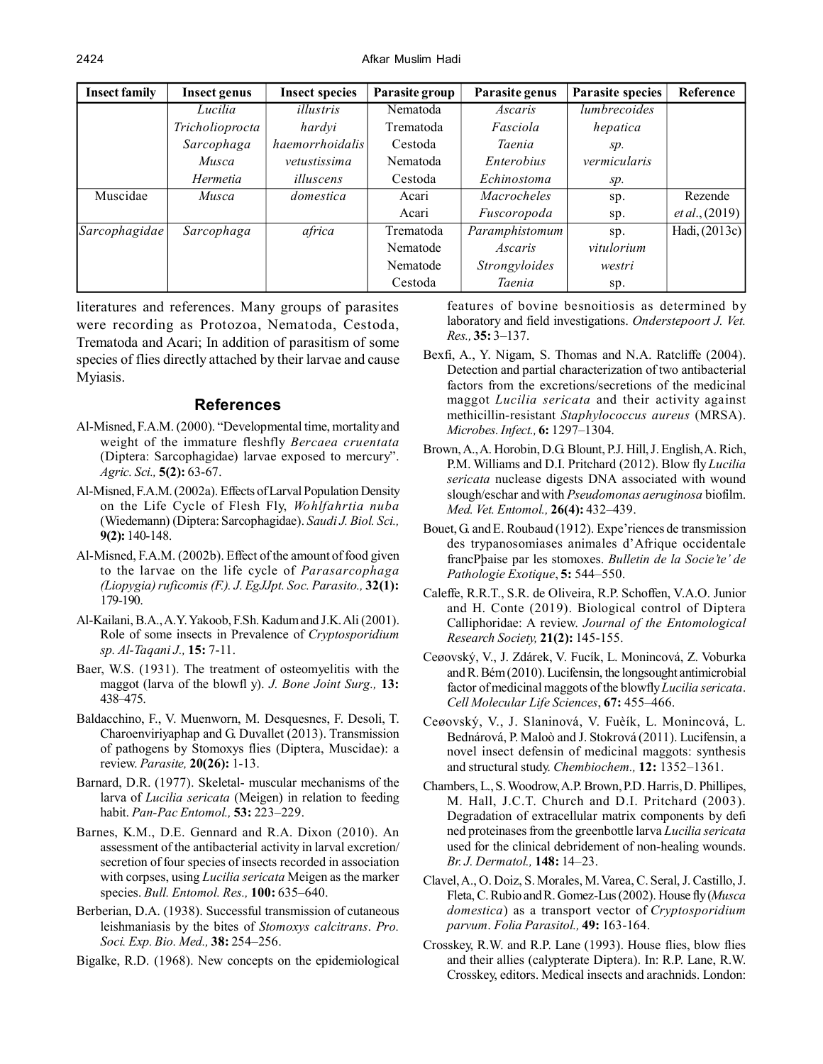| Insect family | Insect genus | Insect species | Parasite group | Parasite genus | Parasite species | Reference |
|---|---|---|---|---|---|---|
| | *Lucilia* | *illustris* | Nematoda | *Ascaris* | *lumbrecoides* | |
| | *Tricholioprocta* | *hardyi* | Trematoda | *Fasciola* | *hepatica* | |
| | *Sarcophaga* | *haemorrhoidalis* | Cestoda | *Taenia* | *sp.* | |
| | *Musca* | *vetustissima* | Nematoda | *Enterobius* | *vermicularis* | |
| | *Hermetia* | *illuscens* | Cestoda | *Echinostoma* | *sp.* | |
| Muscidae | *Musca* | *domestica* | Acari | *Macrocheles* | sp. | Rezende |
| | | | Acari | *Fuscoropoda* | sp. | *et al*., (2019) |
| *Sarcophagidae* | *Sarcophaga* | *africa* | Trematoda | *Paramphistomum* | sp. | Hadi, (2013c) |
| | | | Nematode | *Ascaris* | *vitulorium* | |
| | | | Nematode | *Strongyloides* | *westri* | |
| | | | Cestoda | *Taenia* | sp. | |

literatures and references. Many groups of parasites were recording as Protozoa, Nematoda, Cestoda, Trematoda and Acari; In addition of parasitism of some species of flies directly attached by their larvae and cause Myiasis.

## References

Al-Misned, F.A.M. (2000). "Developmental time, mortality and weight of the immature fleshfly *Bercaea cruentata* (Diptera: Sarcophagidae) larvae exposed to mercury". *Agric. Sci.,* **5(2):** 63-67.

Al-Misned, F.A.M. (2002a). Effects of Larval Population Density on the Life Cycle of Flesh Fly, *Wohlfahrtia nuba* (Wiedemann) (Diptera: Sarcophagidae). *Saudi J. Biol. Sci.,* **9(2):** 140-148.

Al-Misned, F.A.M. (2002b). Effect of the amount of food given to the larvae on the life cycle of *Parasarcophaga (Liopygia) ruficomis (F.). J. EgJJpt. Soc. Parasito.,* **32(1):** 179-190.

Al-Kailani, B.A., A.Y. Yakoob, F.Sh. Kadum and J.K. Ali (2001). Role of some insects in Prevalence of *Cryptosporidium sp. Al-Taqani J.,* **15:** 7-11.

Baer, W.S. (1931). The treatment of osteomyelitis with the maggot (larva of the blowfl y). *J. Bone Joint Surg.,* **13:** 438–475.

Baldacchino, F., V. Muenworn, M. Desquesnes, F. Desoli, T. Charoenviriyaphap and G. Duvallet (2013). Transmission of pathogens by Stomoxys flies (Diptera, Muscidae): a review. *Parasite,* **20(26):** 1-13.

Barnard, D.R. (1977). Skeletal- muscular mechanisms of the larva of *Lucilia sericata* (Meigen) in relation to feeding habit. *Pan-Pac Entomol.,* **53:** 223–229.

Barnes, K.M., D.E. Gennard and R.A. Dixon (2010). An assessment of the antibacterial activity in larval excretion/ secretion of four species of insects recorded in association with corpses, using *Lucilia sericata* Meigen as the marker species. *Bull. Entomol. Res.,* **100:** 635–640.

Berberian, D.A. (1938). Successful transmission of cutaneous leishmaniasis by the bites of *Stomoxys calcitrans*. *Pro. Soci. Exp. Bio. Med.,* **38:** 254–256.

Bigalke, R.D. (1968). New concepts on the epidemiological features of bovine besnoitiosis as determined by laboratory and field investigations. *Onderstepoort J. Vet. Res.,* **35:** 3–137.

Bexfi, A., Y. Nigam, S. Thomas and N.A. Ratcliffe (2004). Detection and partial characterization of two antibacterial factors from the excretions/secretions of the medicinal maggot *Lucilia sericata* and their activity against methicillin-resistant *Staphylococcus aureus* (MRSA). *Microbes. Infect.,* **6:** 1297–1304.

Brown, A., A. Horobin, D.G. Blount, P.J. Hill, J. English, A. Rich, P.M. Williams and D.I. Pritchard (2012). Blow fly *Lucilia sericata* nuclease digests DNA associated with wound slough/eschar and with *Pseudomonas aeruginosa* biofilm. *Med. Vet. Entomol.,* **26(4):** 432–439.

Bouet, G. and E. Roubaud (1912). Expe'riences de transmission des trypanosomiases animales d'Afrique occidentale francPþaise par les stomoxes. *Bulletin de la Socie'te' de Pathologie Exotique*, **5:** 544–550.

Caleffe, R.R.T., S.R. de Oliveira, R.P. Schoffen, V.A.O. Junior and H. Conte (2019). Biological control of Diptera Calliphoridae: A review. *Journal of the Entomological Research Society,* **21(2):** 145-155.

Ceøovský, V., J. Zdárek, V. Fucík, L. Monincová, Z. Voburka and R. Bém (2010). Lucifensin, the longsought antimicrobial factor of medicinal maggots of the blowfly *Lucilia sericata*. *Cell Molecular Life Sciences*, **67:** 455–466.

Ceøovský, V., J. Slaninová, V. Fuèík, L. Monincová, L. Bednárová, P. Maloò and J. Stokrová (2011). Lucifensin, a novel insect defensin of medicinal maggots: synthesis and structural study. *Chembiochem.,* **12:** 1352–1361.

Chambers, L., S. Woodrow, A.P. Brown, P.D. Harris, D. Phillipes, M. Hall, J.C.T. Church and D.I. Pritchard (2003). Degradation of extracellular matrix components by defi ned proteinases from the greenbottle larva *Lucilia sericata* used for the clinical debridement of non-healing wounds. *Br. J. Dermatol.,* **148:** 14–23.

Clavel, A., O. Doiz, S. Morales, M. Varea, C. Seral, J. Castillo, J. Fleta, C. Rubio and R. Gomez-Lus (2002). House fly (*Musca domestica*) as a transport vector of *Cryptosporidium parvum*. *Folia Parasitol.,* **49:** 163-164.

Crosskey, R.W. and R.P. Lane (1993). House flies, blow flies and their allies (calypterate Diptera). In: R.P. Lane, R.W. Crosskey, editors. Medical insects and arachnids. London: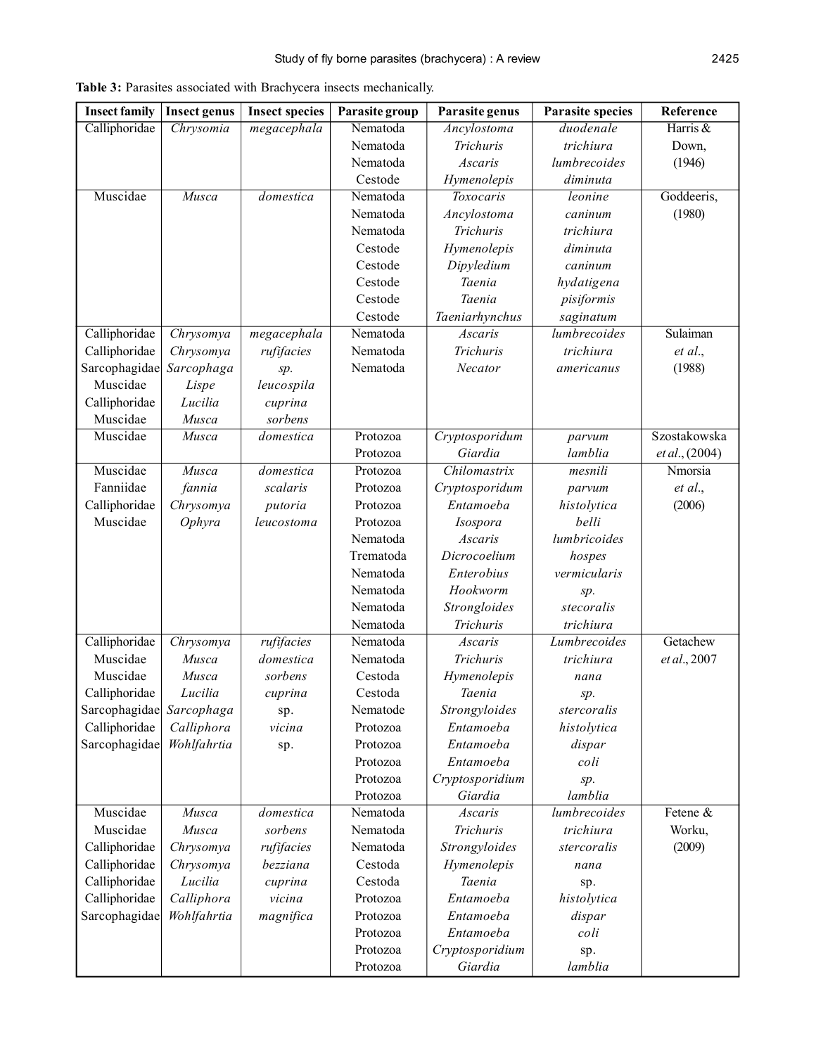**Table 3:** Parasites associated with Brachycera insects mechanically.

| Insect family | Insect genus | Insect species | Parasite group | Parasite genus | Parasite species | Reference |
|---|---|---|---|---|---|---|
| Calliphoridae | *Chrysomia* | *megacephala* | Nematoda | *Ancylostoma* | *duodenale* | Harris & Down, (1946) |
| | | | Nematoda | *Trichuris* | *trichiura* | |
| | | | Nematoda | *Ascaris* | *lumbrecoides* | |
| | | | Cestode | *Hymenolepis* | *diminuta* | |
| Muscidae | *Musca* | *domestica* | Nematoda | *Toxocaris* | *leonine* | Goddeeris, (1980) |
| | | | Nematoda | *Ancylostoma* | *caninum* | |
| | | | Nematoda | *Trichuris* | *trichiura* | |
| | | | Cestode | *Hymenolepis* | *diminuta* | |
| | | | Cestode | *Dipyledium* | *caninum* | |
| | | | Cestode | *Taenia* | *hydatigena* | |
| | | | Cestode | *Taenia* | *pisiformis* | |
| | | | Cestode | *Taeniarhynchus* | *saginatum* | |
| Calliphoridae | *Chrysomya* | *megacephala* | Nematoda | *Ascaris* | *lumbrecoides* | Sulaiman *et al*., (1988) |
| Calliphoridae | *Chrysomya* | *rufifacies* | Nematoda | *Trichuris* | *trichiura* | |
| Sarcophagidae | *Sarcophaga* | *sp.* | Nematoda | *Necator* | *americanus* | |
| Muscidae | *Lispe* | *leucospila* | | | | |
| Calliphoridae | *Lucilia* | *cuprina* | | | | |
| Muscidae | *Musca* | *sorbens* | | | | |
| Muscidae | *Musca* | *domestica* | Protozoa | *Cryptosporidum* | *parvum* | Szostakowska *et al*., (2004) |
| | | | Protozoa | *Giardia* | *lamblia* | |
| Muscidae | *Musca* | *domestica* | Protozoa | *Chilomastrix* | *mesnili* | Nmorsia *et al*., (2006) |
| Fanniidae | *fannia* | *scalaris* | Protozoa | *Cryptosporidum* | *parvum* | |
| Calliphoridae | *Chrysomya* | *putoria* | Protozoa | *Entamoeba* | *histolytica* | |
| Muscidae | *Ophyra* | *leucostoma* | Protozoa | *Isospora* | *belli* | |
| | | | Nematoda | *Ascaris* | *lumbricoides* | |
| | | | Trematoda | *Dicrocoelium* | *hospes* | |
| | | | Nematoda | *Enterobius* | *vermicularis* | |
| | | | Nematoda | *Hookworm* | *sp.* | |
| | | | Nematoda | *Strongloides* | *stecoralis* | |
| | | | Nematoda | *Trichuris* | *trichiura* | |
| Calliphoridae | *Chrysomya* | *rufifacies* | Nematoda | *Ascaris* | *Lumbrecoides* | Getachew *et al*., 2007 |
| Muscidae | *Musca* | *domestica* | Nematoda | *Trichuris* | *trichiura* | |
| Muscidae | *Musca* | *sorbens* | Cestoda | *Hymenolepis* | *nana* | |
| Calliphoridae | *Lucilia* | *cuprina* | Cestoda | *Taenia* | *sp.* | |
| Sarcophagidae | *Sarcophaga* | sp. | Nematode | *Strongyloides* | *stercoralis* | |
| Calliphoridae | *Calliphora* | *vicina* | Protozoa | *Entamoeba* | *histolytica* | |
| Sarcophagidae | *Wohlfahrtia* | sp. | Protozoa | *Entamoeba* | *dispar* | |
| | | | Protozoa | *Entamoeba* | *coli* | |
| | | | Protozoa | *Cryptosporidium* | *sp.* | |
| | | | Protozoa | *Giardia* | *lamblia* | |
| Muscidae | *Musca* | *domestica* | Nematoda | *Ascaris* | *lumbrecoides* | Fetene & Worku, (2009) |
| Muscidae | *Musca* | *sorbens* | Nematoda | *Trichuris* | *trichiura* | |
| Calliphoridae | *Chrysomya* | *rufifacies* | Nematoda | *Strongyloides* | *stercoralis* | |
| Calliphoridae | *Chrysomya* | *bezziana* | Cestoda | *Hymenolepis* | *nana* | |
| Calliphoridae | *Lucilia* | *cuprina* | Cestoda | *Taenia* | sp. | |
| Calliphoridae | *Calliphora* | *vicina* | Protozoa | *Entamoeba* | *histolytica* | |
| Sarcophagidae | *Wohlfahrtia* | *magnifica* | Protozoa | *Entamoeba* | *dispar* | |
| | | | Protozoa | *Entamoeba* | *coli* | |
| | | | Protozoa | *Cryptosporidium* | sp. | |
| | | | Protozoa | *Giardia* | *lamblia* | |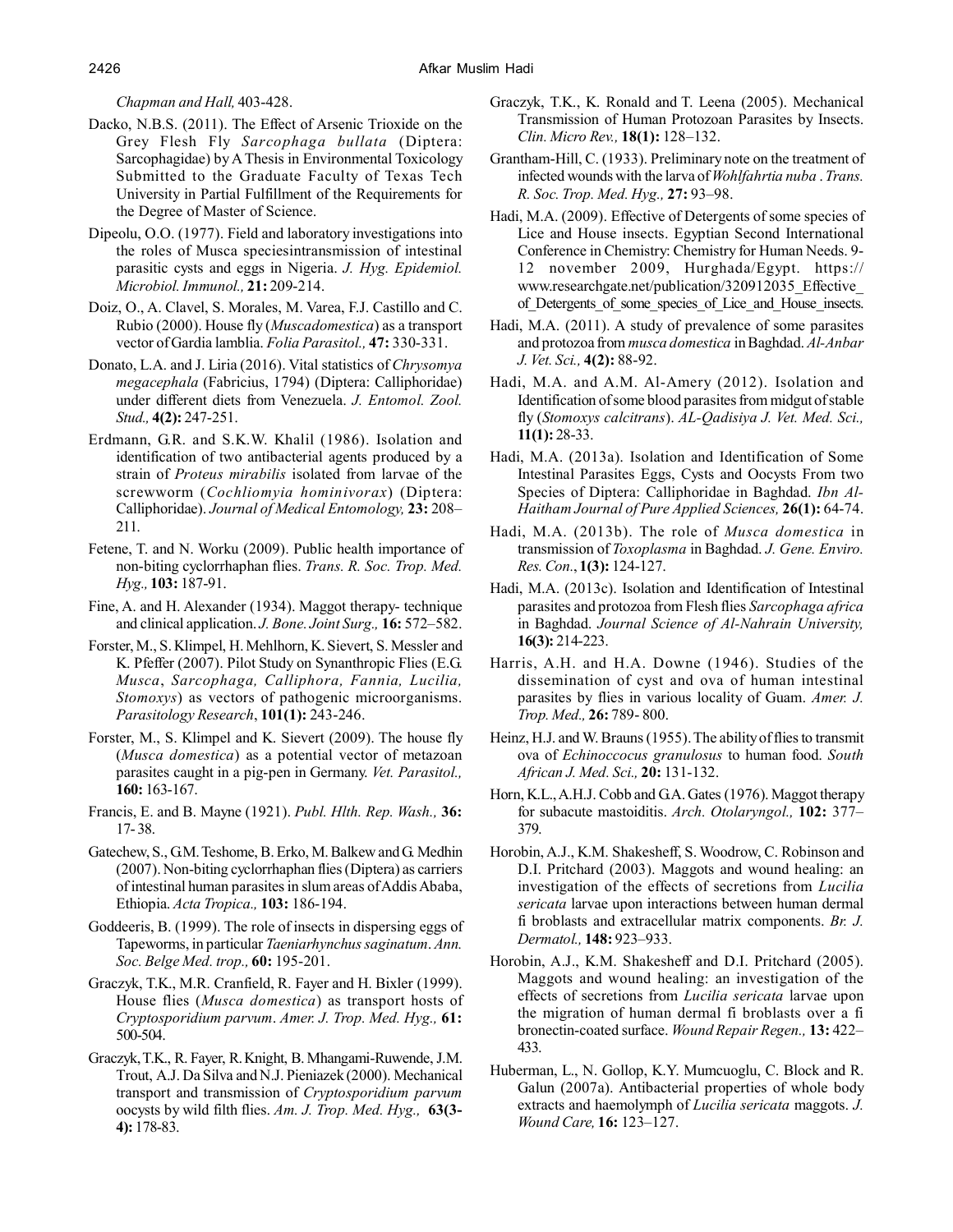*Chapman and Hall,* 403-428.

Dacko, N.B.S. (2011). The Effect of Arsenic Trioxide on the Grey Flesh Fly *Sarcophaga bullata* (Diptera: Sarcophagidae) by A Thesis in Environmental Toxicology Submitted to the Graduate Faculty of Texas Tech University in Partial Fulfillment of the Requirements for the Degree of Master of Science.

Dipeolu, O.O. (1977). Field and laboratory investigations into the roles of Musca speciesintransmission of intestinal parasitic cysts and eggs in Nigeria. *J. Hyg. Epidemiol. Microbiol. Immunol.,* **21:** 209-214.

Doiz, O., A. Clavel, S. Morales, M. Varea, F.J. Castillo and C. Rubio (2000). House fly (*Muscadomestica*) as a transport vector of Gardia lamblia. *Folia Parasitol.,* **47:** 330-331.

Donato, L.A. and J. Liria (2016). Vital statistics of *Chrysomya megacephala* (Fabricius, 1794) (Diptera: Calliphoridae) under different diets from Venezuela. *J. Entomol. Zool. Stud.,* **4(2):** 247-251.

Erdmann, G.R. and S.K.W. Khalil (1986). Isolation and identification of two antibacterial agents produced by a strain of *Proteus mirabilis* isolated from larvae of the screwworm (*Cochliomyia hominivorax*) (Diptera: Calliphoridae). *Journal of Medical Entomology,* **23:** 208–211.

Fetene, T. and N. Worku (2009). Public health importance of non-biting cyclorrhaphan flies. *Trans. R. Soc. Trop. Med. Hyg.,* **103:** 187-91.

Fine, A. and H. Alexander (1934). Maggot therapy- technique and clinical application. *J. Bone. Joint Surg.,* **16:** 572–582.

Forster, M., S. Klimpel, H. Mehlhorn, K. Sievert, S. Messler and K. Pfeffer (2007). Pilot Study on Synanthropic Flies (E.G. *Musca*, *Sarcophaga, Calliphora, Fannia, Lucilia, Stomoxys*) as vectors of pathogenic microorganisms. *Parasitology Research*, **101(1):** 243-246.

Forster, M., S. Klimpel and K. Sievert (2009). The house fly (*Musca domestica*) as a potential vector of metazoan parasites caught in a pig-pen in Germany. *Vet. Parasitol.,* **160:** 163-167.

Francis, E. and B. Mayne (1921). *Publ. Hlth. Rep. Wash.,* **36:** 17- 38.

Gatechew, S., G.M. Teshome, B. Erko, M. Balkew and G. Medhin (2007). Non-biting cyclorrhaphan flies (Diptera) as carriers of intestinal human parasites in slum areas of Addis Ababa, Ethiopia. *Acta Tropica.,* **103:** 186-194.

Goddeeris, B. (1999). The role of insects in dispersing eggs of Tapeworms, in particular *Taeniarhynchus saginatum*. *Ann. Soc. Belge Med. trop.,* **60:** 195-201.

Graczyk, T.K., M.R. Cranfield, R. Fayer and H. Bixler (1999). House flies (*Musca domestica*) as transport hosts of *Cryptosporidium parvum*. *Amer. J. Trop. Med. Hyg.,* **61:** 500-504.

Graczyk, T.K., R. Fayer, R. Knight, B. Mhangami-Ruwende, J.M. Trout, A.J. Da Silva and N.J. Pieniazek (2000). Mechanical transport and transmission of *Cryptosporidium parvum* oocysts by wild filth flies. *Am. J. Trop. Med. Hyg.,* **63(3-4):** 178-83.

Graczyk, T.K., K. Ronald and T. Leena (2005). Mechanical Transmission of Human Protozoan Parasites by Insects. *Clin. Micro Rev.,* **18(1):** 128–132.

Grantham-Hill, C. (1933). Preliminary note on the treatment of infected wounds with the larva of *Wohlfahrtia nuba* . *Trans. R. Soc. Trop. Med. Hyg.,* **27:** 93–98.

Hadi, M.A. (2009). Effective of Detergents of some species of Lice and House insects. Egyptian Second International Conference in Chemistry: Chemistry for Human Needs. 9-12 november 2009, Hurghada/Egypt. https://www.researchgate.net/publication/320912035_Effective_of_Detergents_of_some_species_of_Lice_and_House_insects.

Hadi, M.A. (2011). A study of prevalence of some parasites and protozoa from *musca domestica* in Baghdad. *Al-Anbar J. Vet. Sci.,* **4(2):** 88-92.

Hadi, M.A. and A.M. Al-Amery (2012). Isolation and Identification of some blood parasites from midgut of stable fly (*Stomoxys calcitrans*). *AL-Qadisiya J. Vet. Med. Sci.,* **11(1):** 28-33.

Hadi, M.A. (2013a). Isolation and Identification of Some Intestinal Parasites Eggs, Cysts and Oocysts From two Species of Diptera: Calliphoridae in Baghdad. *Ibn Al-Haitham Journal of Pure Applied Sciences,* **26(1):** 64-74.

Hadi, M.A. (2013b). The role of *Musca domestica* in transmission of *Toxoplasma* in Baghdad. *J. Gene. Enviro. Res. Con.*, **1(3):** 124-127.

Hadi, M.A. (2013c). Isolation and Identification of Intestinal parasites and protozoa from Flesh flies *Sarcophaga africa* in Baghdad. *Journal Science of Al-Nahrain University,* **16(3):** 214-223.

Harris, A.H. and H.A. Downe (1946). Studies of the dissemination of cyst and ova of human intestinal parasites by flies in various locality of Guam. *Amer. J. Trop. Med.,* **26:** 789- 800.

Heinz, H.J. and W. Brauns (1955). The ability of flies to transmit ova of *Echinoccocus granulosus* to human food. *South African J. Med. Sci.,* **20:** 131-132.

Horn, K.L., A.H.J. Cobb and G.A. Gates (1976). Maggot therapy for subacute mastoiditis. *Arch. Otolaryngol.,* **102:** 377–379.

Horobin, A.J., K.M. Shakesheff, S. Woodrow, C. Robinson and D.I. Pritchard (2003). Maggots and wound healing: an investigation of the effects of secretions from *Lucilia sericata* larvae upon interactions between human dermal fi broblasts and extracellular matrix components. *Br. J. Dermatol.,* **148:** 923–933.

Horobin, A.J., K.M. Shakesheff and D.I. Pritchard (2005). Maggots and wound healing: an investigation of the effects of secretions from *Lucilia sericata* larvae upon the migration of human dermal fi broblasts over a fi bronectin-coated surface. *Wound Repair Regen.,* **13:** 422–433.

Huberman, L., N. Gollop, K.Y. Mumcuoglu, C. Block and R. Galun (2007a). Antibacterial properties of whole body extracts and haemolymph of *Lucilia sericata* maggots. *J. Wound Care,* **16:** 123–127.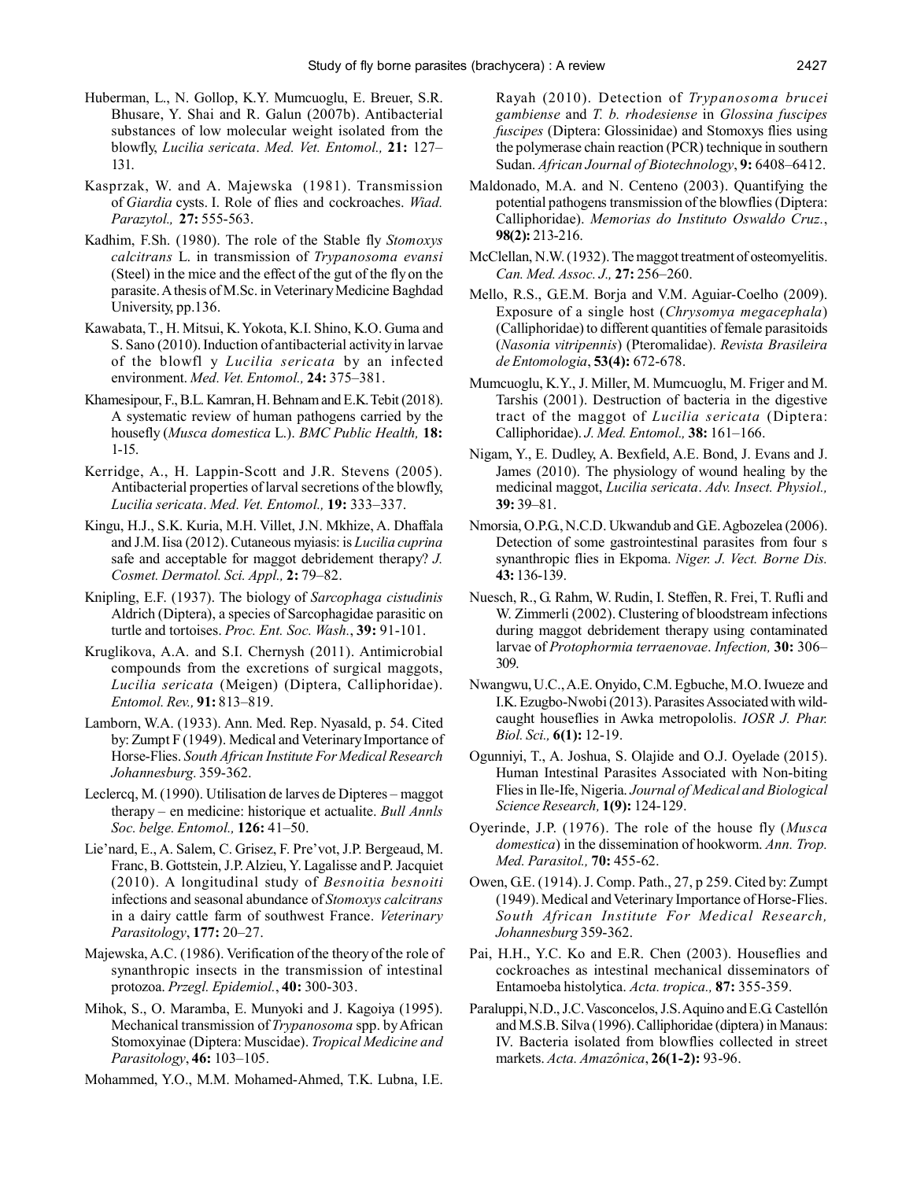Huberman, L., N. Gollop, K.Y. Mumcuoglu, E. Breuer, S.R. Bhusare, Y. Shai and R. Galun (2007b). Antibacterial substances of low molecular weight isolated from the blowfly, *Lucilia sericata*. *Med. Vet. Entomol.,* **21:** 127–131.

Kasprzak, W. and A. Majewska (1981). Transmission of *Giardia* cysts. I. Role of flies and cockroaches. *Wiad. Parazytol.,* **27:** 555-563.

Kadhim, F.Sh. (1980). The role of the Stable fly *Stomoxys calcitrans* L. in transmission of *Trypanosoma evansi* (Steel) in the mice and the effect of the gut of the fly on the parasite. A thesis of M.Sc. in Veterinary Medicine Baghdad University, pp.136.

Kawabata, T., H. Mitsui, K. Yokota, K.I. Shino, K.O. Guma and S. Sano (2010). Induction of antibacterial activity in larvae of the blowfl y *Lucilia sericata* by an infected environment. *Med. Vet. Entomol.,* **24:** 375–381.

Khamesipour, F., B.L. Kamran, H. Behnam and E.K. Tebit (2018). A systematic review of human pathogens carried by the housefly (*Musca domestica* L.). *BMC Public Health,* **18:** 1-15.

Kerridge, A., H. Lappin-Scott and J.R. Stevens (2005). Antibacterial properties of larval secretions of the blowfly, *Lucilia sericata*. *Med. Vet. Entomol.,* **19:** 333–337.

Kingu, H.J., S.K. Kuria, M.H. Villet, J.N. Mkhize, A. Dhaffala and J.M. Iisa (2012). Cutaneous myiasis: is *Lucilia cuprina* safe and acceptable for maggot debridement therapy? *J. Cosmet. Dermatol. Sci. Appl.,* **2:** 79–82.

Knipling, E.F. (1937). The biology of *Sarcophaga cistudinis* Aldrich (Diptera), a species of Sarcophagidae parasitic on turtle and tortoises. *Proc. Ent. Soc. Wash.*, **39:** 91-101.

Kruglikova, A.A. and S.I. Chernysh (2011). Antimicrobial compounds from the excretions of surgical maggots, *Lucilia sericata* (Meigen) (Diptera, Calliphoridae). *Entomol. Rev.,* **91:** 813–819.

Lamborn, W.A. (1933). Ann. Med. Rep. Nyasald, p. 54. Cited by: Zumpt F (1949). Medical and Veterinary Importance of Horse-Flies. *South African Institute For Medical Research Johannesburg.* 359-362.

Leclercq, M. (1990). Utilisation de larves de Dipteres – maggot therapy – en medicine: historique et actualite. *Bull Annls Soc. belge. Entomol.,* **126:** 41–50.

Lie'nard, E., A. Salem, C. Grisez, F. Pre'vot, J.P. Bergeaud, M. Franc, B. Gottstein, J.P. Alzieu, Y. Lagalisse and P. Jacquiet (2010). A longitudinal study of *Besnoitia besnoiti* infections and seasonal abundance of *Stomoxys calcitrans* in a dairy cattle farm of southwest France. *Veterinary Parasitology*, **177:** 20–27.

Majewska, A.C. (1986). Verification of the theory of the role of synanthropic insects in the transmission of intestinal protozoa. *Przegl. Epidemiol.*, **40:** 300-303.

Mihok, S., O. Maramba, E. Munyoki and J. Kagoiya (1995). Mechanical transmission of *Trypanosoma* spp. by African Stomoxyinae (Diptera: Muscidae). *Tropical Medicine and Parasitology*, **46:** 103–105.

Mohammed, Y.O., M.M. Mohamed-Ahmed, T.K. Lubna, I.E. Rayah (2010). Detection of *Trypanosoma brucei gambiense* and *T. b. rhodesiense* in *Glossina fuscipes fuscipes* (Diptera: Glossinidae) and Stomoxys flies using the polymerase chain reaction (PCR) technique in southern Sudan. *African Journal of Biotechnology*, **9:** 6408–6412.

Maldonado, M.A. and N. Centeno (2003). Quantifying the potential pathogens transmission of the blowflies (Diptera: Calliphoridae). *Memorias do Instituto Oswaldo Cruz.*, **98(2):** 213-216.

McClellan, N.W. (1932). The maggot treatment of osteomyelitis. *Can. Med. Assoc. J.,* **27:** 256–260.

Mello, R.S., G.E.M. Borja and V.M. Aguiar-Coelho (2009). Exposure of a single host (*Chrysomya megacephala*) (Calliphoridae) to different quantities of female parasitoids (*Nasonia vitripennis*) (Pteromalidae). *Revista Brasileira de Entomologia*, **53(4):** 672-678.

Mumcuoglu, K.Y., J. Miller, M. Mumcuoglu, M. Friger and M. Tarshis (2001). Destruction of bacteria in the digestive tract of the maggot of *Lucilia sericata* (Diptera: Calliphoridae). *J. Med. Entomol.,* **38:** 161–166.

Nigam, Y., E. Dudley, A. Bexfield, A.E. Bond, J. Evans and J. James (2010). The physiology of wound healing by the medicinal maggot, *Lucilia sericata*. *Adv. Insect. Physiol.,* **39:** 39–81.

Nmorsia, O.P.G., N.C.D. Ukwandub and G.E. Agbozelea (2006). Detection of some gastrointestinal parasites from four s synanthropic flies in Ekpoma. *Niger. J. Vect. Borne Dis.* **43:** 136-139.

Nuesch, R., G. Rahm, W. Rudin, I. Steffen, R. Frei, T. Rufli and W. Zimmerli (2002). Clustering of bloodstream infections during maggot debridement therapy using contaminated larvae of *Protophormia terraenovae*. *Infection,* **30:** 306–309.

Nwangwu, U.C., A.E. Onyido, C.M. Egbuche, M.O. Iwueze and I.K. Ezugbo-Nwobi (2013). Parasites Associated with wild-caught houseflies in Awka metropololis. *IOSR J. Phar. Biol. Sci.,* **6(1):** 12-19.

Ogunniyi, T., A. Joshua, S. Olajide and O.J. Oyelade (2015). Human Intestinal Parasites Associated with Non-biting Flies in Ile-Ife, Nigeria. *Journal of Medical and Biological Science Research,* **1(9):** 124-129.

Oyerinde, J.P. (1976). The role of the house fly (*Musca domestica*) in the dissemination of hookworm. *Ann. Trop. Med. Parasitol.,* **70:** 455-62.

Owen, G.E. (1914). J. Comp. Path., 27, p 259. Cited by: Zumpt (1949). Medical and Veterinary Importance of Horse-Flies. *South African Institute For Medical Research, Johannesburg* 359-362.

Pai, H.H., Y.C. Ko and E.R. Chen (2003). Houseflies and cockroaches as intestinal mechanical disseminators of Entamoeba histolytica. *Acta. tropica.,* **87:** 355-359.

Paraluppi, N.D., J.C. Vasconcelos, J.S. Aquino and E.G. Castellón and M.S.B. Silva (1996). Calliphoridae (diptera) in Manaus: IV. Bacteria isolated from blowflies collected in street markets. *Acta. Amazônica*, **26(1-2):** 93-96.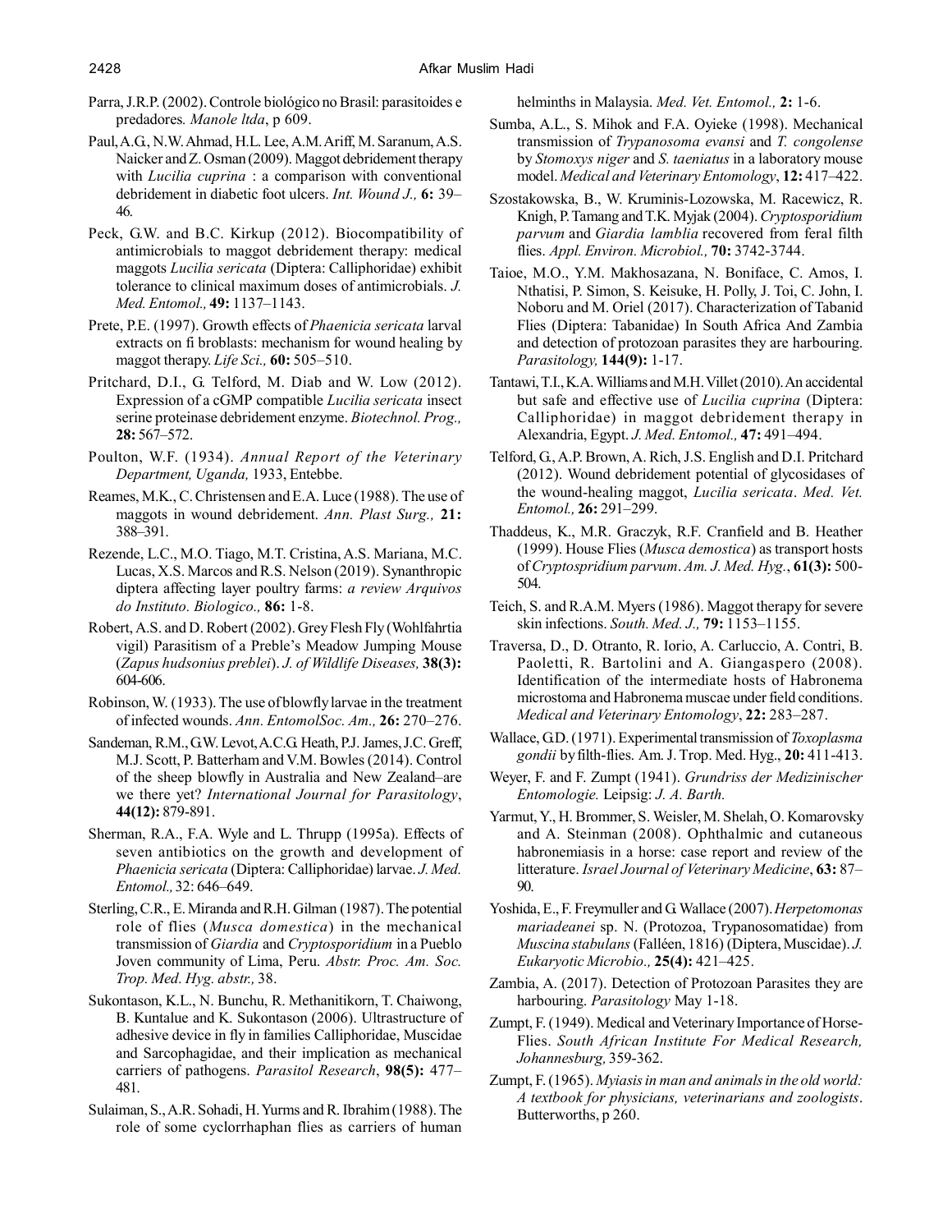Parra, J.R.P. (2002). Controle biológico no Brasil: parasitoides e predadores. *Manole ltda*, p 609.

Paul, A.G., N.W. Ahmad, H.L. Lee, A.M. Ariff, M. Saranum, A.S. Naicker and Z. Osman (2009). Maggot debridement therapy with *Lucilia cuprina* : a comparison with conventional debridement in diabetic foot ulcers. *Int. Wound J.,* **6:** 39–46.

Peck, G.W. and B.C. Kirkup (2012). Biocompatibility of antimicrobials to maggot debridement therapy: medical maggots *Lucilia sericata* (Diptera: Calliphoridae) exhibit tolerance to clinical maximum doses of antimicrobials. *J. Med. Entomol.,* **49:** 1137–1143.

Prete, P.E. (1997). Growth effects of *Phaenicia sericata* larval extracts on fi broblasts: mechanism for wound healing by maggot therapy. *Life Sci.,* **60:** 505–510.

Pritchard, D.I., G. Telford, M. Diab and W. Low (2012). Expression of a cGMP compatible *Lucilia sericata* insect serine proteinase debridement enzyme. *Biotechnol. Prog.,* **28:** 567–572.

Poulton, W.F. (1934). *Annual Report of the Veterinary Department, Uganda,* 1933, Entebbe.

Reames, M.K., C. Christensen and E.A. Luce (1988). The use of maggots in wound debridement. *Ann. Plast Surg.,* **21:** 388–391.

Rezende, L.C., M.O. Tiago, M.T. Cristina, A.S. Mariana, M.C. Lucas, X.S. Marcos and R.S. Nelson (2019). Synanthropic diptera affecting layer poultry farms: *a review Arquivos do Instituto. Biologico.,* **86:** 1-8.

Robert, A.S. and D. Robert (2002). Grey Flesh Fly (Wohlfahrtia vigil) Parasitism of a Preble's Meadow Jumping Mouse (*Zapus hudsonius preblei*). *J. of Wildlife Diseases,* **38(3):** 604-606.

Robinson, W. (1933). The use of blowfly larvae in the treatment of infected wounds. *Ann. EntomolSoc. Am.,* **26:** 270–276.

Sandeman, R.M., G.W. Levot, A.C.G. Heath, P.J. James, J.C. Greff, M.J. Scott, P. Batterham and V.M. Bowles (2014). Control of the sheep blowfly in Australia and New Zealand–are we there yet? *International Journal for Parasitology*, **44(12):** 879-891.

Sherman, R.A., F.A. Wyle and L. Thrupp (1995a). Effects of seven antibiotics on the growth and development of *Phaenicia sericata* (Diptera: Calliphoridae) larvae. *J. Med. Entomol.,* 32: 646–649.

Sterling, C.R., E. Miranda and R.H. Gilman (1987). The potential role of flies (*Musca domestica*) in the mechanical transmission of *Giardia* and *Cryptosporidium* in a Pueblo Joven community of Lima, Peru. *Abstr. Proc. Am. Soc. Trop. Med. Hyg. abstr.,* 38.

Sukontason, K.L., N. Bunchu, R. Methanitikorn, T. Chaiwong, B. Kuntalue and K. Sukontason (2006). Ultrastructure of adhesive device in fly in families Calliphoridae, Muscidae and Sarcophagidae, and their implication as mechanical carriers of pathogens. *Parasitol Research*, **98(5):** 477–481.

Sulaiman, S., A.R. Sohadi, H. Yurms and R. Ibrahim (1988). The role of some cyclorrhaphan flies as carriers of human helminths in Malaysia. *Med. Vet. Entomol.,* **2:** 1-6.

Sumba, A.L., S. Mihok and F.A. Oyieke (1998). Mechanical transmission of *Trypanosoma evansi* and *T. congolense* by *Stomoxys niger* and *S. taeniatus* in a laboratory mouse model. *Medical and Veterinary Entomology*, **12:** 417–422.

Szostakowska, B., W. Kruminis-Lozowska, M. Racewicz, R. Knigh, P. Tamang and T.K. Myjak (2004). *Cryptosporidium parvum* and *Giardia lamblia* recovered from feral filth flies. *Appl. Environ. Microbiol.,* **70:** 3742-3744.

Taioe, M.O., Y.M. Makhosazana, N. Boniface, C. Amos, I. Nthatisi, P. Simon, S. Keisuke, H. Polly, J. Toi, C. John, I. Noboru and M. Oriel (2017). Characterization of Tabanid Flies (Diptera: Tabanidae) In South Africa And Zambia and detection of protozoan parasites they are harbouring. *Parasitology,* **144(9):** 1-17.

Tantawi, T.I., K.A. Williams and M.H. Villet (2010). An accidental but safe and effective use of *Lucilia cuprina* (Diptera: Calliphoridae) in maggot debridement therapy in Alexandria, Egypt. *J. Med. Entomol.,* **47:** 491–494.

Telford, G., A.P. Brown, A. Rich, J.S. English and D.I. Pritchard (2012). Wound debridement potential of glycosidases of the wound-healing maggot, *Lucilia sericata*. *Med. Vet. Entomol.,* **26:** 291–299.

Thaddeus, K., M.R. Graczyk, R.F. Cranfield and B. Heather (1999). House Flies (*Musca demostica*) as transport hosts of *Cryptospridium parvum*. *Am. J. Med. Hyg.*, **61(3):** 500-504.

Teich, S. and R.A.M. Myers (1986). Maggot therapy for severe skin infections. *South. Med. J.,* **79:** 1153–1155.

Traversa, D., D. Otranto, R. Iorio, A. Carluccio, A. Contri, B. Paoletti, R. Bartolini and A. Giangaspero (2008). Identification of the intermediate hosts of Habronema microstoma and Habronema muscae under field conditions. *Medical and Veterinary Entomology*, **22:** 283–287.

Wallace, G.D. (1971). Experimental transmission of *Toxoplasma gondii* by filth-flies. Am. J. Trop. Med. Hyg., **20:** 411-413.

Weyer, F. and F. Zumpt (1941). *Grundriss der Medizinischer Entomologie.* Leipsig: *J. A. Barth.*

Yarmut, Y., H. Brommer, S. Weisler, M. Shelah, O. Komarovsky and A. Steinman (2008). Ophthalmic and cutaneous habronemiasis in a horse: case report and review of the litterature. *Israel Journal of Veterinary Medicine*, **63:** 87–90.

Yoshida, E., F. Freymuller and G. Wallace (2007). *Herpetomonas mariadeanei* sp. N. (Protozoa, Trypanosomatidae) from *Muscina stabulans* (Falléen, 1816) (Diptera, Muscidae). *J. Eukaryotic Microbio.,* **25(4):** 421–425.

Zambia, A. (2017). Detection of Protozoan Parasites they are harbouring. *Parasitology* May 1-18.

Zumpt, F. (1949). Medical and Veterinary Importance of Horse-Flies. *South African Institute For Medical Research, Johannesburg,* 359-362.

Zumpt, F. (1965). *Myiasis in man and animals in the old world: A textbook for physicians, veterinarians and zoologists*. Butterworths, p 260.